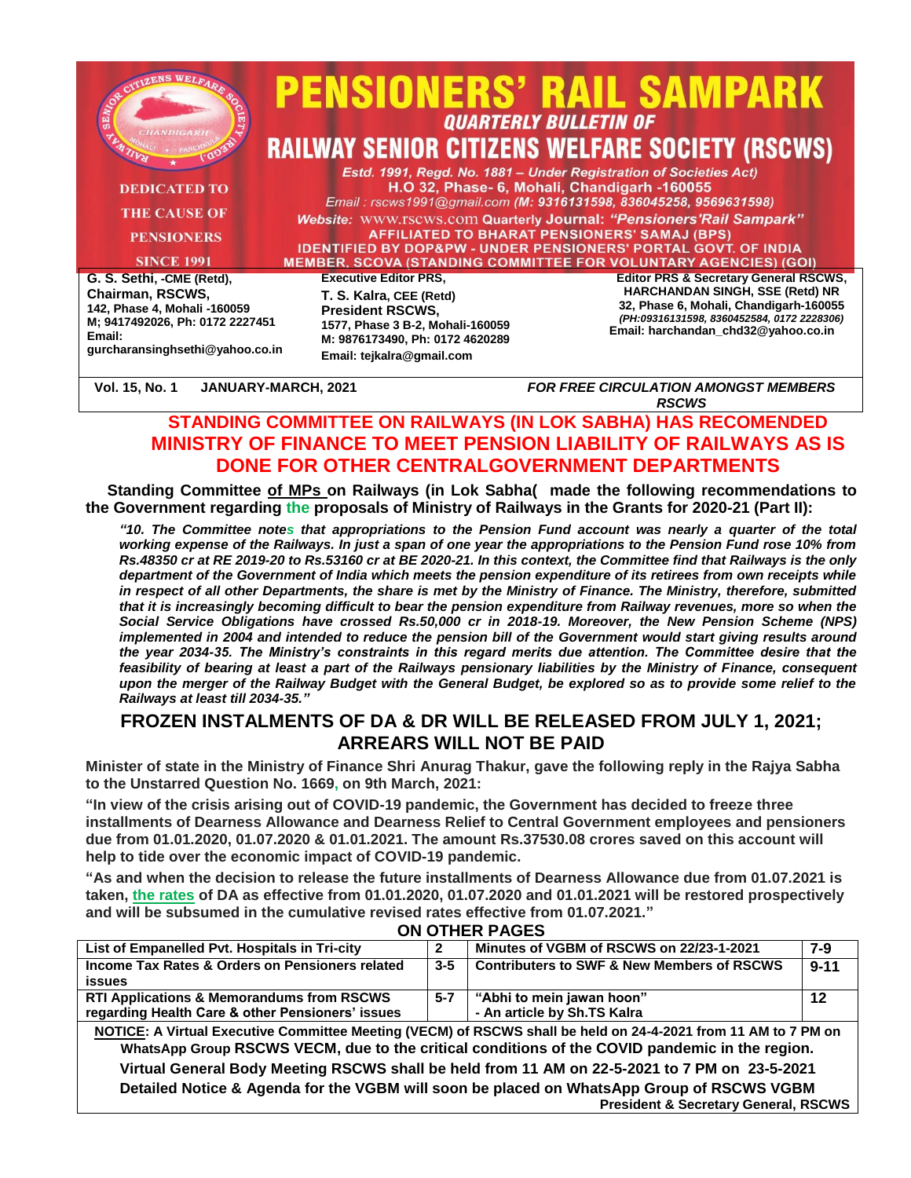# PENSIONERS' RAIL SAMPARK

## QUARTERLY BULLETIN OF

## RAILWAY SENIOR CITIZENS WELFARE SOCIETY (RSCWS)

DEDICATED TO THE CAUSE OF PENSIONERS SINCE 1991

*Estd. 1991, Regd. No. 1881 – Under Registration of Societies Act)*

H.O 32, Phase- 6, Mohali, Chandigarh -160055

*Email : rscws1991@gmail.com (M: 9316131598, 836045258, 9569631598)*

*Website:* www.rscws.com Quarterly Journal: *"Pensioners'Rail Sampark"*

AFFILIATED TO BHARAT PENSIONERS' SAMAJ (BPS)

IDENTIFIED BY DOP&PW - UNDER PENSIONERS' PORTAL GOVT. OF INDIA

MEMBER, SCOVA (STANDING COMMITTEE FOR VOLUNTARY AGENCIES) (GOI)

**G. S. Sethi, -CME (Retd), Chairman, RSCWS,**
**142, Phase 4, Mohali -160059**
**M; 9417492026, Ph: 0172 2227451**
**Email: gurcharansinghsethi@yahoo.co.in**

**Executive Editor PRS,**
**T. S. Kalra, CEE (Retd)**
**President RSCWS,**
**1577, Phase 3 B-2, Mohali-160059**
**M: 9876173490, Ph: 0172 4620289**
**Email: tejkalra@gmail.com**

**Editor PRS & Secretary General RSCWS,**
**HARCHANDAN SINGH, SSE (Retd) NR**
**32, Phase 6, Mohali, Chandigarh-160055**
***(PH:09316131598, 8360452584, 0172 2228306)***
**Email: harchandan_chd32@yahoo.co.in**

**Vol. 15, No. 1 JANUARY-MARCH, 2021** ***FOR FREE CIRCULATION AMONGST MEMBERS RSCWS***

## STANDING COMMITTEE ON RAILWAYS (IN LOK SABHA) HAS RECOMENDED MINISTRY OF FINANCE TO MEET PENSION LIABILITY OF RAILWAYS AS IS DONE FOR OTHER CENTRALGOVERNMENT DEPARTMENTS

**Standing Committee of MPs on Railways (in Lok Sabha( made the following recommendations to the Government regarding the proposals of Ministry of Railways in the Grants for 2020-21 (Part II):**

***"10. The Committee notes that appropriations to the Pension Fund account was nearly a quarter of the total working expense of the Railways. In just a span of one year the appropriations to the Pension Fund rose 10% from Rs.48350 cr at RE 2019-20 to Rs.53160 cr at BE 2020-21. In this context, the Committee find that Railways is the only department of the Government of India which meets the pension expenditure of its retirees from own receipts while in respect of all other Departments, the share is met by the Ministry of Finance. The Ministry, therefore, submitted that it is increasingly becoming difficult to bear the pension expenditure from Railway revenues, more so when the Social Service Obligations have crossed Rs.50,000 cr in 2018-19. Moreover, the New Pension Scheme (NPS) implemented in 2004 and intended to reduce the pension bill of the Government would start giving results around the year 2034-35. The Ministry's constraints in this regard merits due attention. The Committee desire that the feasibility of bearing at least a part of the Railways pensionary liabilities by the Ministry of Finance, consequent upon the merger of the Railway Budget with the General Budget, be explored so as to provide some relief to the Railways at least till 2034-35."***

## FROZEN INSTALMENTS OF DA & DR WILL BE RELEASED FROM JULY 1, 2021; ARREARS WILL NOT BE PAID

**Minister of state in the Ministry of Finance Shri Anurag Thakur, gave the following reply in the Rajya Sabha to the Unstarred Question No. 1669, on 9th March, 2021:**

**"In view of the crisis arising out of COVID-19 pandemic, the Government has decided to freeze three installments of Dearness Allowance and Dearness Relief to Central Government employees and pensioners due from 01.01.2020, 01.07.2020 & 01.01.2021. The amount Rs.37530.08 crores saved on this account will help to tide over the economic impact of COVID-19 pandemic.**

**"As and when the decision to release the future installments of Dearness Allowance due from 01.07.2021 is taken, the rates of DA as effective from 01.01.2020, 01.07.2020 and 01.01.2021 will be restored prospectively and will be subsumed in the cumulative revised rates effective from 01.07.2021."**

### ON OTHER PAGES

| | | | |
|---|---|---|---|
| List of Empanelled Pvt. Hospitals in Tri-city | 2 | Minutes of VGBM of RSCWS on 22/23-1-2021 | 7-9 |
| Income Tax Rates & Orders on Pensioners related issues | 3-5 | Contributers to SWF & New Members of RSCWS | 9-11 |
| RTI Applications & Memorandums from RSCWS regarding Health Care & other Pensioners' issues | 5-7 | "Abhi to mein jawan hoon" - An article by Sh.TS Kalra | 12 |

**NOTICE: A Virtual Executive Committee Meeting (VECM) of RSCWS shall be held on 24-4-2021 from 11 AM to 7 PM on WhatsApp Group RSCWS VECM, due to the critical conditions of the COVID pandemic in the region.**

**Virtual General Body Meeting RSCWS shall be held from 11 AM on 22-5-2021 to 7 PM on 23-5-2021**

**Detailed Notice & Agenda for the VGBM will soon be placed on WhatsApp Group of RSCWS VGBM**

**President & Secretary General, RSCWS**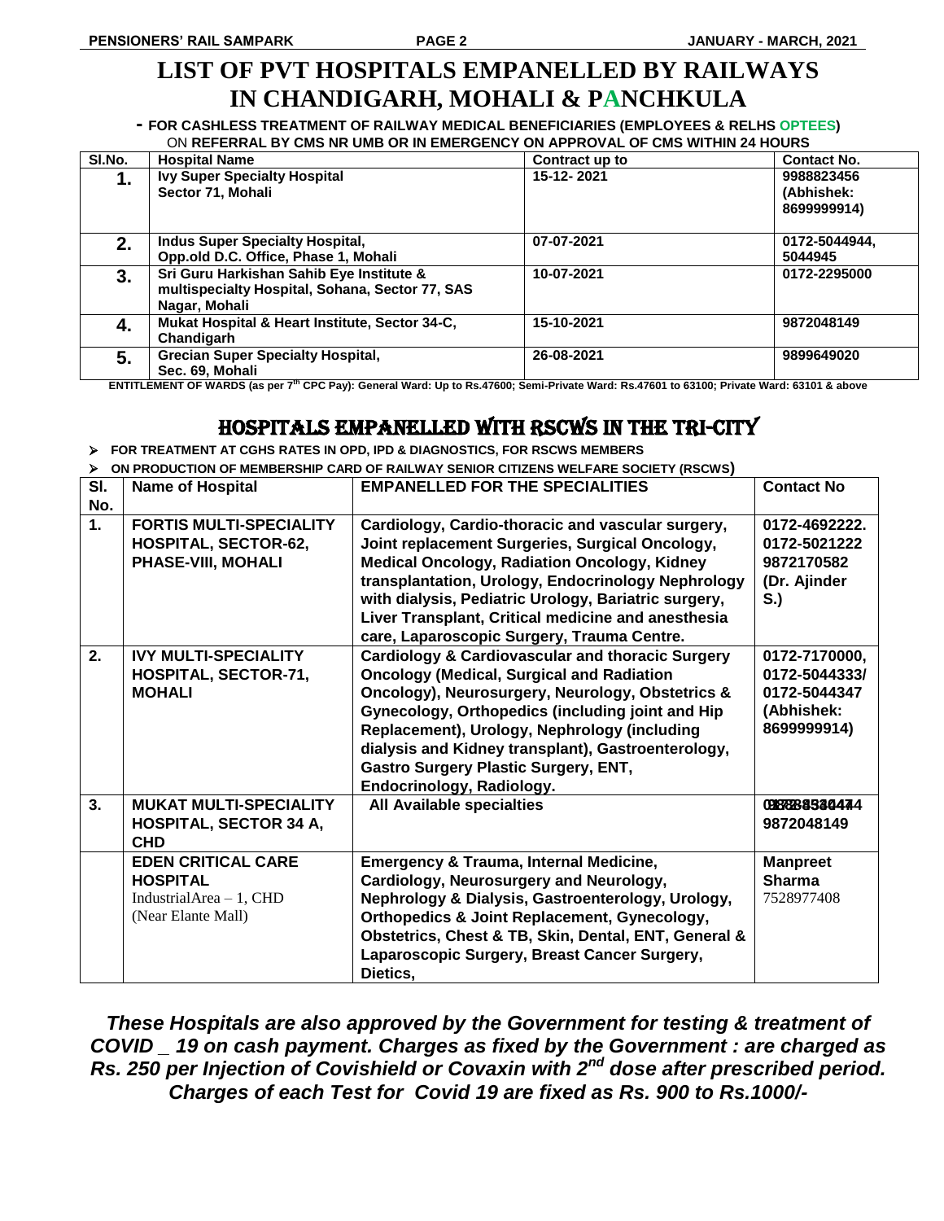# LIST OF PVT HOSPITALS EMPANELLED BY RAILWAYS IN CHANDIGARH, MOHALI & PANCHKULA

**- FOR CASHLESS TREATMENT OF RAILWAY MEDICAL BENEFICIARIES (EMPLOYEES & RELHS OPTEES)**
ON **REFERRAL BY CMS NR UMB OR IN EMERGENCY ON APPROVAL OF CMS WITHIN 24 HOURS**

| Sl.No. | Hospital Name | Contract up to | Contact No. |
|---|---|---|---|
| 1. | Ivy Super Specialty Hospital Sector 71, Mohali | 15-12- 2021 | 9988823456 (Abhishek: 8699999914) |
| 2. | Indus Super Specialty Hospital, Opp.old D.C. Office, Phase 1, Mohali | 07-07-2021 | 0172-5044944, 5044945 |
| 3. | Sri Guru Harkishan Sahib Eye Institute & multispecialty Hospital, Sohana, Sector 77, SAS Nagar, Mohali | 10-07-2021 | 0172-2295000 |
| 4. | Mukat Hospital & Heart Institute, Sector 34-C, Chandigarh | 15-10-2021 | 9872048149 |
| 5. | Grecian Super Specialty Hospital, Sec. 69, Mohali | 26-08-2021 | 9899649020 |

**ENTITLEMENT OF WARDS (as per 7th CPC Pay): General Ward: Up to Rs.47600; Semi-Private Ward: Rs.47601 to 63100; Private Ward: 63101 & above**

## HOSPITALS EMPANELLED WITH RSCWS IN THE TRI-CITY

- **FOR TREATMENT AT CGHS RATES IN OPD, IPD & DIAGNOSTICS, FOR RSCWS MEMBERS**
- **ON PRODUCTION OF MEMBERSHIP CARD OF RAILWAY SENIOR CITIZENS WELFARE SOCIETY (RSCWS)**

| Sl. No. | Name of Hospital | EMPANELLED FOR THE SPECIALITIES | Contact No |
|---|---|---|---|
| 1. | FORTIS MULTI-SPECIALITY HOSPITAL, SECTOR-62, PHASE-VIII, MOHALI | Cardiology, Cardio-thoracic and vascular surgery, Joint replacement Surgeries, Surgical Oncology, Medical Oncology, Radiation Oncology, Kidney transplantation, Urology, Endocrinology Nephrology with dialysis, Pediatric Urology, Bariatric surgery, Liver Transplant, Critical medicine and anesthesia care, Laparoscopic Surgery, Trauma Centre. | 0172-4692222. 0172-5021222 9872170582 (Dr. Ajinder S.) |
| 2. | IVY MULTI-SPECIALITY HOSPITAL, SECTOR-71, MOHALI | Cardiology & Cardiovascular and thoracic Surgery Oncology (Medical, Surgical and Radiation Oncology), Neurosurgery, Neurology, Obstetrics & Gynecology, Orthopedics (including joint and Hip Replacement), Urology, Nephrology (including dialysis and Kidney transplant), Gastroenterology, Gastro Surgery Plastic Surgery, ENT, Endocrinology, Radiology. | 0172-7170000, 0172-5044333/ 0172-5044347 (Abhishek: 8699999914) |
| 3. | MUKAT MULTI-SPECIALITY HOSPITAL, SECTOR 34 A, CHD | All Available specialties | 0172-4344444 9872048149 |
| | EDEN CRITICAL CARE HOSPITAL IndustrialArea – 1, CHD (Near Elante Mall) | Emergency & Trauma, Internal Medicine, Cardiology, Neurosurgery and Neurology, Nephrology & Dialysis, Gastroenterology, Urology, Orthopedics & Joint Replacement, Gynecology, Obstetrics, Chest & TB, Skin, Dental, ENT, General & Laparoscopic Surgery, Breast Cancer Surgery, Dietics, | Manpreet Sharma 7528977408 |

***These Hospitals are also approved by the Government for testing & treatment of COVID _ 19 on cash payment. Charges as fixed by the Government : are charged as Rs. 250 per Injection of Covishield or Covaxin with 2nd dose after prescribed period. Charges of each Test for Covid 19 are fixed as Rs. 900 to Rs.1000/-***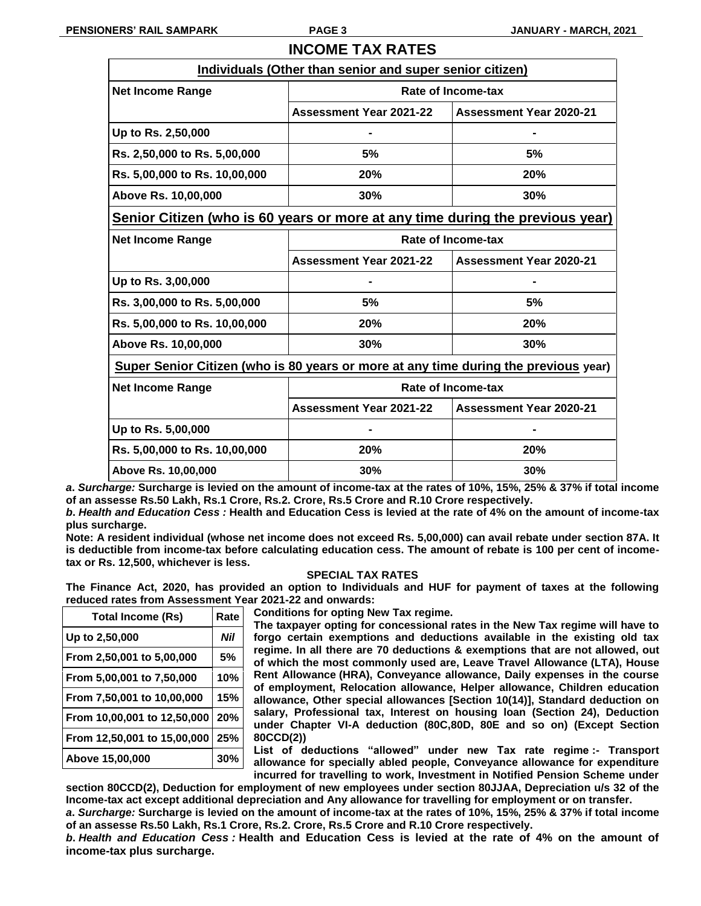# INCOME TAX RATES

| Individuals (Other than senior and super senior citizen) | | |
|---|---|---|
| **Net Income Range** | **Rate of Income-tax** | |
| | **Assessment Year 2021-22** | **Assessment Year 2020-21** |
| Up to Rs. 2,50,000 | - | - |
| Rs. 2,50,000 to Rs. 5,00,000 | 5% | 5% |
| Rs. 5,00,000 to Rs. 10,00,000 | 20% | 20% |
| Above Rs. 10,00,000 | 30% | 30% |

| Senior Citizen (who is 60 years or more at any time during the previous year) | | |
|---|---|---|
| **Net Income Range** | **Rate of Income-tax** | |
| | **Assessment Year 2021-22** | **Assessment Year 2020-21** |
| Up to Rs. 3,00,000 | - | - |
| Rs. 3,00,000 to Rs. 5,00,000 | 5% | 5% |
| Rs. 5,00,000 to Rs. 10,00,000 | 20% | 20% |
| Above Rs. 10,00,000 | 30% | 30% |

| Super Senior Citizen (who is 80 years or more at any time during the previous year) | | |
|---|---|---|
| **Net Income Range** | **Rate of Income-tax** | |
| | **Assessment Year 2021-22** | **Assessment Year 2020-21** |
| Up to Rs. 5,00,000 | - | - |
| Rs. 5,00,000 to Rs. 10,00,000 | 20% | 20% |
| Above Rs. 10,00,000 | 30% | 30% |

***a. Surcharge:*** **Surcharge is levied on the amount of income-tax at the rates of 10%, 15%, 25% & 37% if total income of an assesse Rs.50 Lakh, Rs.1 Crore, Rs.2. Crore, Rs.5 Crore and R.10 Crore respectively.**

***b. Health and Education Cess :*** **Health and Education Cess is levied at the rate of 4% on the amount of income-tax plus surcharge.**

**Note: A resident individual (whose net income does not exceed Rs. 5,00,000) can avail rebate under section 87A. It is deductible from income-tax before calculating education cess. The amount of rebate is 100 per cent of income-tax or Rs. 12,500, whichever is less.**

## SPECIAL TAX RATES

**The Finance Act, 2020, has provided an option to Individuals and HUF for payment of taxes at the following reduced rates from Assessment Year 2021-22 and onwards:**

| Total Income (Rs) | Rate |
|---|---|
| Up to 2,50,000 | *Nil* |
| From 2,50,001 to 5,00,000 | 5% |
| From 5,00,001 to 7,50,000 | 10% |
| From 7,50,001 to 10,00,000 | 15% |
| From 10,00,001 to 12,50,000 | 20% |
| From 12,50,001 to 15,00,000 | 25% |
| Above 15,00,000 | 30% |

**Conditions for opting New Tax regime.**

**The taxpayer opting for concessional rates in the New Tax regime will have to forgo certain exemptions and deductions available in the existing old tax regime. In all there are 70 deductions & exemptions that are not allowed, out of which the most commonly used are, Leave Travel Allowance (LTA), House Rent Allowance (HRA), Conveyance allowance, Daily expenses in the course of employment, Relocation allowance, Helper allowance, Children education allowance, Other special allowances [Section 10(14)], Standard deduction on salary, Professional tax, Interest on housing loan (Section 24), Deduction under Chapter VI-A deduction (80C,80D, 80E and so on) (Except Section 80CCD(2))**

**List of deductions "allowed" under new Tax rate regime :- Transport allowance for specially abled people, Conveyance allowance for expenditure incurred for travelling to work, Investment in Notified Pension Scheme under section 80CCD(2), Deduction for employment of new employees under section 80JJAA, Depreciation u/s 32 of the Income-tax act except additional depreciation and Any allowance for travelling for employment or on transfer.**

***a. Surcharge:*** **Surcharge is levied on the amount of income-tax at the rates of 10%, 15%, 25% & 37% if total income of an assesse Rs.50 Lakh, Rs.1 Crore, Rs.2. Crore, Rs.5 Crore and R.10 Crore respectively.**

***b. Health and Education Cess :*** **Health and Education Cess is levied at the rate of 4% on the amount of income-tax plus surcharge.**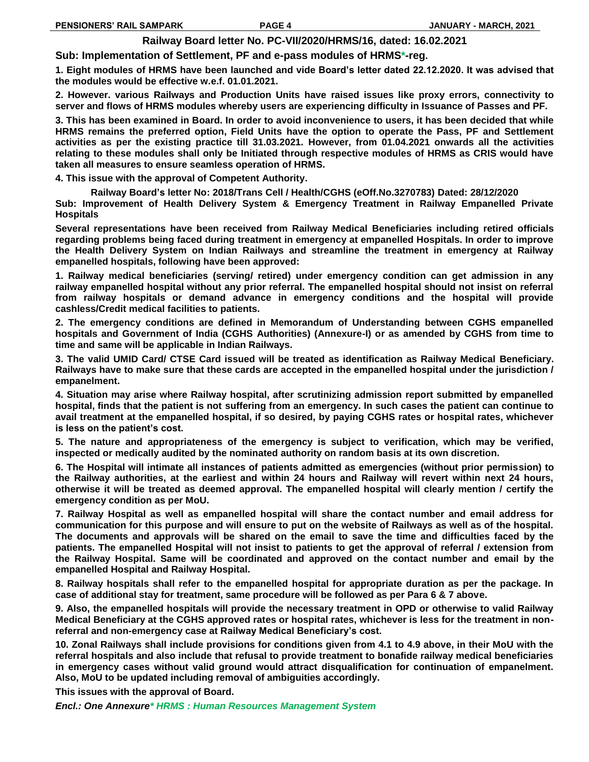## Railway Board letter No. PC-VII/2020/HRMS/16, dated: 16.02.2021

**Sub: Implementation of Settlement, PF and e-pass modules of HRMS*-reg.**

**1. Eight modules of HRMS have been launched and vide Board's letter dated 22.12.2020. It was advised that the modules would be effective w.e.f. 01.01.2021.**

**2. However. various Railways and Production Units have raised issues like proxy errors, connectivity to server and flows of HRMS modules whereby users are experiencing difficulty in Issuance of Passes and PF.**

**3. This has been examined in Board. In order to avoid inconvenience to users, it has been decided that while HRMS remains the preferred option, Field Units have the option to operate the Pass, PF and Settlement activities as per the existing practice till 31.03.2021. However, from 01.04.2021 onwards all the activities relating to these modules shall only be Initiated through respective modules of HRMS as CRIS would have taken all measures to ensure seamless operation of HRMS.**

**4. This issue with the approval of Competent Authority.**

## Railway Board's letter No: 2018/Trans Cell / Health/CGHS (eOff.No.3270783) Dated: 28/12/2020

**Sub: Improvement of Health Delivery System & Emergency Treatment in Railway Empanelled Private Hospitals**

**Several representations have been received from Railway Medical Beneficiaries including retired officials regarding problems being faced during treatment in emergency at empanelled Hospitals. In order to improve the Health Delivery System on Indian Railways and streamline the treatment in emergency at Railway empanelled hospitals, following have been approved:**

**1. Railway medical beneficiaries (serving/ retired) under emergency condition can get admission in any railway empanelled hospital without any prior referral. The empanelled hospital should not insist on referral from railway hospitals or demand advance in emergency conditions and the hospital will provide cashless/Credit medical facilities to patients.**

**2. The emergency conditions are defined in Memorandum of Understanding between CGHS empanelled hospitals and Government of India (CGHS Authorities) (Annexure-I) or as amended by CGHS from time to time and same will be applicable in Indian Railways.**

**3. The valid UMID Card/ CTSE Card issued will be treated as identification as Railway Medical Beneficiary. Railways have to make sure that these cards are accepted in the empanelled hospital under the jurisdiction / empanelment.**

**4. Situation may arise where Railway hospital, after scrutinizing admission report submitted by empanelled hospital, finds that the patient is not suffering from an emergency. In such cases the patient can continue to avail treatment at the empanelled hospital, if so desired, by paying CGHS rates or hospital rates, whichever is less on the patient's cost.**

**5. The nature and appropriateness of the emergency is subject to verification, which may be verified, inspected or medically audited by the nominated authority on random basis at its own discretion.**

**6. The Hospital will intimate all instances of patients admitted as emergencies (without prior permission) to the Railway authorities, at the earliest and within 24 hours and Railway will revert within next 24 hours, otherwise it will be treated as deemed approval. The empanelled hospital will clearly mention / certify the emergency condition as per MoU.**

**7. Railway Hospital as well as empanelled hospital will share the contact number and email address for communication for this purpose and will ensure to put on the website of Railways as well as of the hospital. The documents and approvals will be shared on the email to save the time and difficulties faced by the patients. The empanelled Hospital will not insist to patients to get the approval of referral / extension from the Railway Hospital. Same will be coordinated and approved on the contact number and email by the empanelled Hospital and Railway Hospital.**

**8. Railway hospitals shall refer to the empanelled hospital for appropriate duration as per the package. In case of additional stay for treatment, same procedure will be followed as per Para 6 & 7 above.**

**9. Also, the empanelled hospitals will provide the necessary treatment in OPD or otherwise to valid Railway Medical Beneficiary at the CGHS approved rates or hospital rates, whichever is less for the treatment in non-referral and non-emergency case at Railway Medical Beneficiary's cost.**

**10. Zonal Railways shall include provisions for conditions given from 4.1 to 4.9 above, in their MoU with the referral hospitals and also include that refusal to provide treatment to bonafide railway medical beneficiaries in emergency cases without valid ground would attract disqualification for continuation of empanelment. Also, MoU to be updated including removal of ambiguities accordingly.**

**This issues with the approval of Board.**

***Encl.: One Annexure*** ***\* HRMS : Human Resources Management System***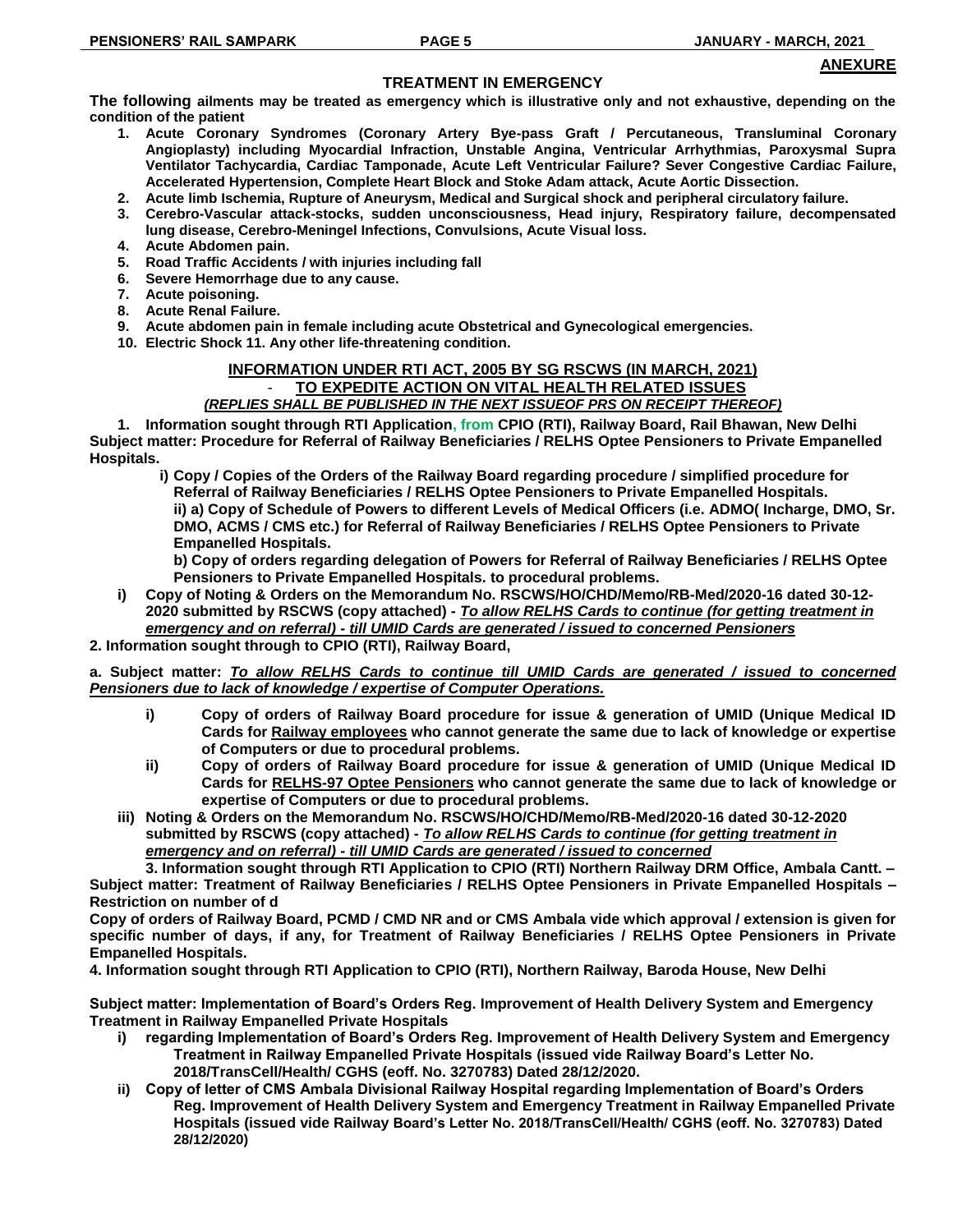**ANEXURE**

## TREATMENT IN EMERGENCY

**The following ailments may be treated as emergency which is illustrative only and not exhaustive, depending on the condition of the patient**

1. **Acute Coronary Syndromes (Coronary Artery Bye-pass Graft / Percutaneous, Transluminal Coronary Angioplasty) including Myocardial Infraction, Unstable Angina, Ventricular Arrhythmias, Paroxysmal Supra Ventilator Tachycardia, Cardiac Tamponade, Acute Left Ventricular Failure? Sever Congestive Cardiac Failure, Accelerated Hypertension, Complete Heart Block and Stoke Adam attack, Acute Aortic Dissection.**
2. **Acute limb Ischemia, Rupture of Aneurysm, Medical and Surgical shock and peripheral circulatory failure.**
3. **Cerebro-Vascular attack-stocks, sudden unconsciousness, Head injury, Respiratory failure, decompensated lung disease, Cerebro-Meningel Infections, Convulsions, Acute Visual loss.**
4. **Acute Abdomen pain.**
5. **Road Traffic Accidents / with injuries including fall**
6. **Severe Hemorrhage due to any cause.**
7. **Acute poisoning.**
8. **Acute Renal Failure.**
9. **Acute abdomen pain in female including acute Obstetrical and Gynecological emergencies.**
10. **Electric Shock 11. Any other life-threatening condition.**

## INFORMATION UNDER RTI ACT, 2005 BY SG RSCWS (IN MARCH, 2021) - TO EXPEDITE ACTION ON VITAL HEALTH RELATED ISSUES

***(REPLIES SHALL BE PUBLISHED IN THE NEXT ISSUEOF PRS ON RECEIPT THEREOF)***

**1. Information sought through RTI Application, from CPIO (RTI), Railway Board, Rail Bhawan, New Delhi**
**Subject matter: Procedure for Referral of Railway Beneficiaries / RELHS Optee Pensioners to Private Empanelled Hospitals.**

**i) Copy / Copies of the Orders of the Railway Board regarding procedure / simplified procedure for Referral of Railway Beneficiaries / RELHS Optee Pensioners to Private Empanelled Hospitals.**
**ii) a) Copy of Schedule of Powers to different Levels of Medical Officers (i.e. ADMO( Incharge, DMO, Sr. DMO, ACMS / CMS etc.) for Referral of Railway Beneficiaries / RELHS Optee Pensioners to Private Empanelled Hospitals.**
**b) Copy of orders regarding delegation of Powers for Referral of Railway Beneficiaries / RELHS Optee Pensioners to Private Empanelled Hospitals. to procedural problems.**

**i) Copy of Noting & Orders on the Memorandum No. RSCWS/HO/CHD/Memo/RB-Med/2020-16 dated 30-12-2020 submitted by RSCWS (copy attached) - *To allow RELHS Cards to continue (for getting treatment in emergency and on referral) - till UMID Cards are generated / issued to concerned Pensioners***

**2. Information sought through to CPIO (RTI), Railway Board,**

**a. Subject matter: *To allow RELHS Cards to continue till UMID Cards are generated / issued to concerned Pensioners due to lack of knowledge / expertise of Computer Operations.***

- **i) Copy of orders of Railway Board procedure for issue & generation of UMID (Unique Medical ID Cards for Railway employees who cannot generate the same due to lack of knowledge or expertise of Computers or due to procedural problems.**
- **ii) Copy of orders of Railway Board procedure for issue & generation of UMID (Unique Medical ID Cards for RELHS-97 Optee Pensioners who cannot generate the same due to lack of knowledge or expertise of Computers or due to procedural problems.**
- **iii) Noting & Orders on the Memorandum No. RSCWS/HO/CHD/Memo/RB-Med/2020-16 dated 30-12-2020 submitted by RSCWS (copy attached) - *To allow RELHS Cards to continue (for getting treatment in emergency and on referral) - till UMID Cards are generated / issued to concerned***

**3. Information sought through RTI Application to CPIO (RTI) Northern Railway DRM Office, Ambala Cantt. – Subject matter: Treatment of Railway Beneficiaries / RELHS Optee Pensioners in Private Empanelled Hospitals – Restriction on number of d**

**Copy of orders of Railway Board, PCMD / CMD NR and or CMS Ambala vide which approval / extension is given for specific number of days, if any, for Treatment of Railway Beneficiaries / RELHS Optee Pensioners in Private Empanelled Hospitals.**

**4. Information sought through RTI Application to CPIO (RTI), Northern Railway, Baroda House, New Delhi**

**Subject matter: Implementation of Board's Orders Reg. Improvement of Health Delivery System and Emergency Treatment in Railway Empanelled Private Hospitals**

- **i) regarding Implementation of Board's Orders Reg. Improvement of Health Delivery System and Emergency Treatment in Railway Empanelled Private Hospitals (issued vide Railway Board's Letter No. 2018/TransCell/Health/ CGHS (eoff. No. 3270783) Dated 28/12/2020.**
- **ii) Copy of letter of CMS Ambala Divisional Railway Hospital regarding Implementation of Board's Orders Reg. Improvement of Health Delivery System and Emergency Treatment in Railway Empanelled Private Hospitals (issued vide Railway Board's Letter No. 2018/TransCell/Health/ CGHS (eoff. No. 3270783) Dated 28/12/2020)**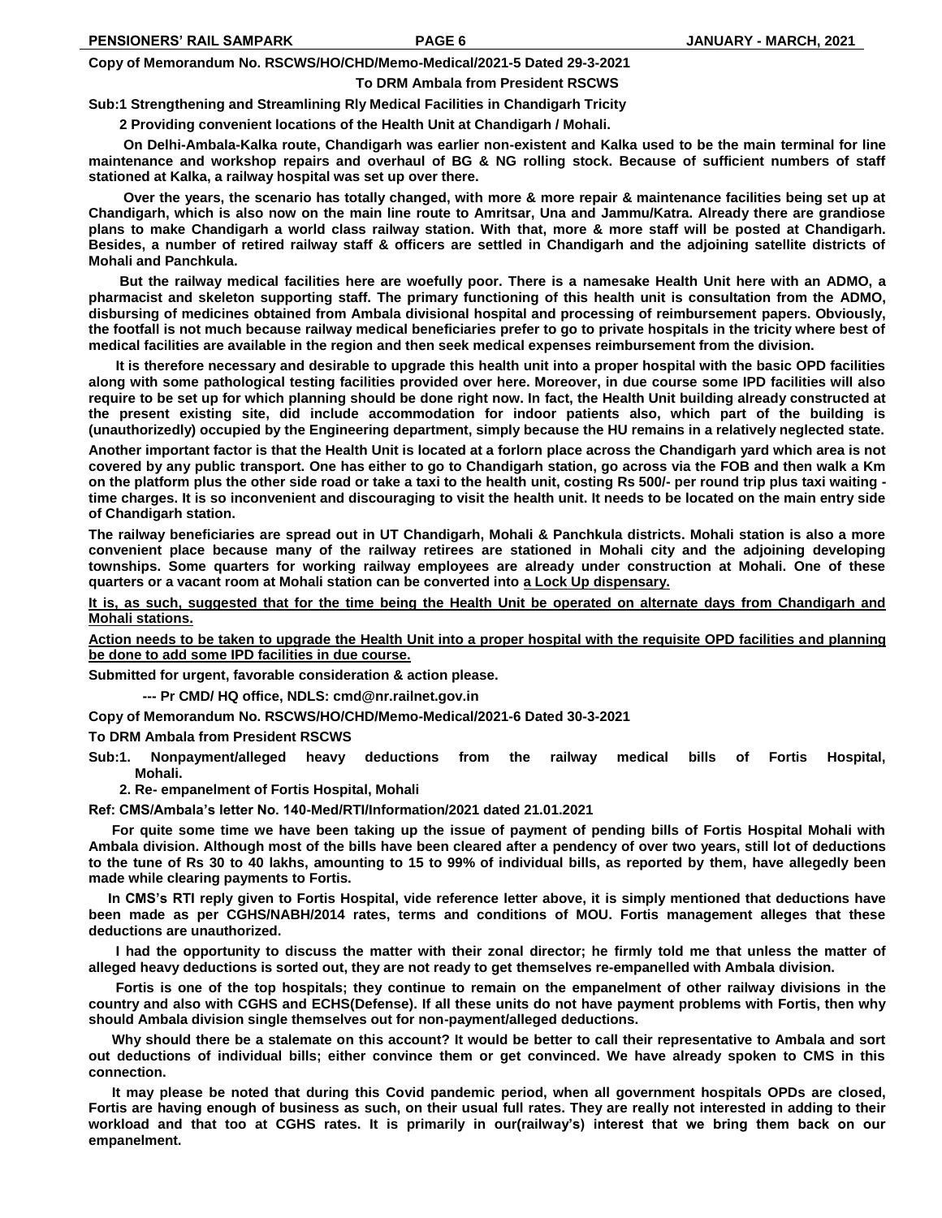**Copy of Memorandum No. RSCWS/HO/CHD/Memo-Medical/2021-5 Dated 29-3-2021**

**To DRM Ambala from President RSCWS**

**Sub:1 Strengthening and Streamlining Rly Medical Facilities in Chandigarh Tricity**

**2 Providing convenient locations of the Health Unit at Chandigarh / Mohali.**

**On Delhi-Ambala-Kalka route, Chandigarh was earlier non-existent and Kalka used to be the main terminal for line maintenance and workshop repairs and overhaul of BG & NG rolling stock. Because of sufficient numbers of staff stationed at Kalka, a railway hospital was set up over there.**

**Over the years, the scenario has totally changed, with more & more repair & maintenance facilities being set up at Chandigarh, which is also now on the main line route to Amritsar, Una and Jammu/Katra. Already there are grandiose plans to make Chandigarh a world class railway station. With that, more & more staff will be posted at Chandigarh. Besides, a number of retired railway staff & officers are settled in Chandigarh and the adjoining satellite districts of Mohali and Panchkula.**

**But the railway medical facilities here are woefully poor. There is a namesake Health Unit here with an ADMO, a pharmacist and skeleton supporting staff. The primary functioning of this health unit is consultation from the ADMO, disbursing of medicines obtained from Ambala divisional hospital and processing of reimbursement papers. Obviously, the footfall is not much because railway medical beneficiaries prefer to go to private hospitals in the tricity where best of medical facilities are available in the region and then seek medical expenses reimbursement from the division.**

**It is therefore necessary and desirable to upgrade this health unit into a proper hospital with the basic OPD facilities along with some pathological testing facilities provided over here. Moreover, in due course some IPD facilities will also require to be set up for which planning should be done right now. In fact, the Health Unit building already constructed at the present existing site, did include accommodation for indoor patients also, which part of the building is (unauthorizedly) occupied by the Engineering department, simply because the HU remains in a relatively neglected state.**

**Another important factor is that the Health Unit is located at a forlorn place across the Chandigarh yard which area is not covered by any public transport. One has either to go to Chandigarh station, go across via the FOB and then walk a Km on the platform plus the other side road or take a taxi to the health unit, costing Rs 500/- per round trip plus taxi waiting - time charges. It is so inconvenient and discouraging to visit the health unit. It needs to be located on the main entry side of Chandigarh station.**

**The railway beneficiaries are spread out in UT Chandigarh, Mohali & Panchkula districts. Mohali station is also a more convenient place because many of the railway retirees are stationed in Mohali city and the adjoining developing townships. Some quarters for working railway employees are already under construction at Mohali. One of these quarters or a vacant room at Mohali station can be converted into <u>a Lock Up dispensary.</u>**

**<u>It is, as such, suggested that for the time being the Health Unit be operated on alternate days from Chandigarh and Mohali stations.</u>**

**<u>Action needs to be taken to upgrade the Health Unit into a proper hospital with the requisite OPD facilities and planning be done to add some IPD facilities in due course.</u>**

**Submitted for urgent, favorable consideration & action please.**

**--- Pr CMD/ HQ office, NDLS: cmd@nr.railnet.gov.in**

**Copy of Memorandum No. RSCWS/HO/CHD/Memo-Medical/2021-6 Dated 30-3-2021**

**To DRM Ambala from President RSCWS**

**Sub:1. Nonpayment/alleged heavy deductions from the railway medical bills of Fortis Hospital, Mohali.**

**2. Re- empanelment of Fortis Hospital, Mohali**

**Ref: CMS/Ambala's letter No. 140-Med/RTI/Information/2021 dated 21.01.2021**

**For quite some time we have been taking up the issue of payment of pending bills of Fortis Hospital Mohali with Ambala division. Although most of the bills have been cleared after a pendency of over two years, still lot of deductions to the tune of Rs 30 to 40 lakhs, amounting to 15 to 99% of individual bills, as reported by them, have allegedly been made while clearing payments to Fortis.**

**In CMS's RTI reply given to Fortis Hospital, vide reference letter above, it is simply mentioned that deductions have been made as per CGHS/NABH/2014 rates, terms and conditions of MOU. Fortis management alleges that these deductions are unauthorized.**

**I had the opportunity to discuss the matter with their zonal director; he firmly told me that unless the matter of alleged heavy deductions is sorted out, they are not ready to get themselves re-empanelled with Ambala division.**

**Fortis is one of the top hospitals; they continue to remain on the empanelment of other railway divisions in the country and also with CGHS and ECHS(Defense). If all these units do not have payment problems with Fortis, then why should Ambala division single themselves out for non-payment/alleged deductions.**

**Why should there be a stalemate on this account? It would be better to call their representative to Ambala and sort out deductions of individual bills; either convince them or get convinced. We have already spoken to CMS in this connection.**

**It may please be noted that during this Covid pandemic period, when all government hospitals OPDs are closed, Fortis are having enough of business as such, on their usual full rates. They are really not interested in adding to their workload and that too at CGHS rates. It is primarily in our(railway's) interest that we bring them back on our empanelment.**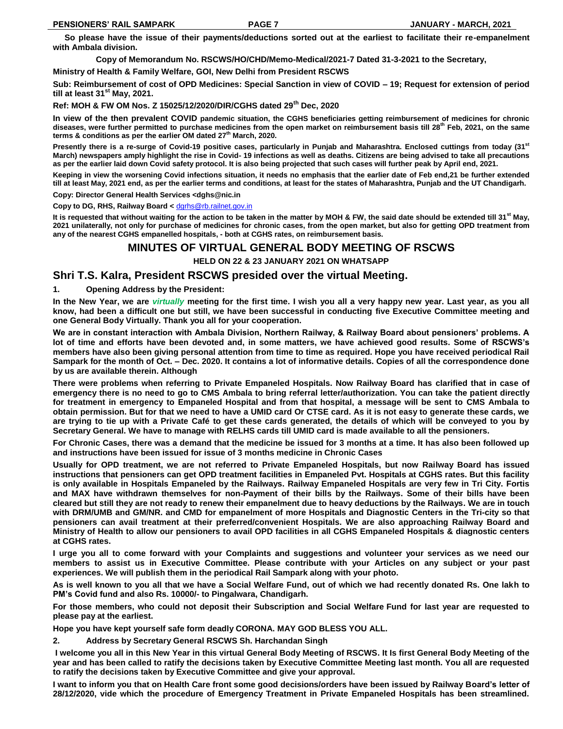**So please have the issue of their payments/deductions sorted out at the earliest to facilitate their re-empanelment with Ambala division.**

**Copy of Memorandum No. RSCWS/HO/CHD/Memo-Medical/2021-7 Dated 31-3-2021 to the Secretary,**

**Ministry of Health & Family Welfare, GOI, New Delhi from President RSCWS**

**Sub: Reimbursement of cost of OPD Medicines: Special Sanction in view of COVID – 19; Request for extension of period till at least 31st May, 2021.**

**Ref: MOH & FW OM Nos. Z 15025/12/2020/DIR/CGHS dated 29th Dec, 2020**

**In view of the then prevalent COVID pandemic situation, the CGHS beneficiaries getting reimbursement of medicines for chronic diseases, were further permitted to purchase medicines from the open market on reimbursement basis till 28th Feb, 2021, on the same terms & conditions as per the earlier OM dated 27th March, 2020.**

**Presently there is a re-surge of Covid-19 positive cases, particularly in Punjab and Maharashtra. Enclosed cuttings from today (31st March) newspapers amply highlight the rise in Covid- 19 infections as well as deaths. Citizens are being advised to take all precautions as per the earlier laid down Covid safety protocol. It is also being projected that such cases will further peak by April end, 2021.**

**Keeping in view the worsening Covid infections situation, it needs no emphasis that the earlier date of Feb end,21 be further extended till at least May, 2021 end, as per the earlier terms and conditions, at least for the states of Maharashtra, Punjab and the UT Chandigarh.**

**Copy: Director General Health Services <dghs@nic.in**

**Copy to DG, RHS, Railway Board <** dgrhs@rb.railnet.gov.in

**It is requested that without waiting for the action to be taken in the matter by MOH & FW, the said date should be extended till 31st May, 2021 unilaterally, not only for purchase of medicines for chronic cases, from the open market, but also for getting OPD treatment from any of the nearest CGHS empanelled hospitals, - both at CGHS rates, on reimbursement basis.**

## MINUTES OF VIRTUAL GENERAL BODY MEETING OF RSCWS

**HELD ON 22 & 23 JANUARY 2021 ON WHATSAPP**

## Shri T.S. Kalra, President RSCWS presided over the virtual Meeting.

**1. Opening Address by the President:**

**In the New Year, we are *virtually* meeting for the first time. I wish you all a very happy new year. Last year, as you all know, had been a difficult one but still, we have been successful in conducting five Executive Committee meeting and one General Body Virtually. Thank you all for your cooperation.**

**We are in constant interaction with Ambala Division, Northern Railway, & Railway Board about pensioners' problems. A lot of time and efforts have been devoted and, in some matters, we have achieved good results. Some of RSCWS's members have also been giving personal attention from time to time as required. Hope you have received periodical Rail Sampark for the month of Oct. – Dec. 2020. It contains a lot of informative details. Copies of all the correspondence done by us are available therein. Although**

**There were problems when referring to Private Empaneled Hospitals. Now Railway Board has clarified that in case of emergency there is no need to go to CMS Ambala to bring referral letter/authorization. You can take the patient directly for treatment in emergency to Empaneled Hospital and from that hospital, a message will be sent to CMS Ambala to obtain permission. But for that we need to have a UMID card Or CTSE card. As it is not easy to generate these cards, we are trying to tie up with a Private Café to get these cards generated, the details of which will be conveyed to you by Secretary General. We have to manage with RELHS cards till UMID card is made available to all the pensioners.**

**For Chronic Cases, there was a demand that the medicine be issued for 3 months at a time. It has also been followed up and instructions have been issued for issue of 3 months medicine in Chronic Cases**

**Usually for OPD treatment, we are not referred to Private Empaneled Hospitals, but now Railway Board has issued instructions that pensioners can get OPD treatment facilities in Empaneled Pvt. Hospitals at CGHS rates. But this facility is only available in Hospitals Empaneled by the Railways. Railway Empaneled Hospitals are very few in Tri City. Fortis and MAX have withdrawn themselves for non-Payment of their bills by the Railways. Some of their bills have been cleared but still they are not ready to renew their empanelment due to heavy deductions by the Railways. We are in touch with DRM/UMB and GM/NR. and CMD for empanelment of more Hospitals and Diagnostic Centers in the Tri-city so that pensioners can avail treatment at their preferred/convenient Hospitals. We are also approaching Railway Board and Ministry of Health to allow our pensioners to avail OPD facilities in all CGHS Empaneled Hospitals & diagnostic centers at CGHS rates.**

**I urge you all to come forward with your Complaints and suggestions and volunteer your services as we need our members to assist us in Executive Committee. Please contribute with your Articles on any subject or your past experiences. We will publish them in the periodical Rail Sampark along with your photo.**

**As is well known to you all that we have a Social Welfare Fund, out of which we had recently donated Rs. One lakh to PM's Covid fund and also Rs. 10000/- to Pingalwara, Chandigarh.**

**For those members, who could not deposit their Subscription and Social Welfare Fund for last year are requested to please pay at the earliest.**

**Hope you have kept yourself safe form deadly CORONA. MAY GOD BLESS YOU ALL.**

**2. Address by Secretary General RSCWS Sh. Harchandan Singh**

**I welcome you all in this New Year in this virtual General Body Meeting of RSCWS. It Is first General Body Meeting of the year and has been called to ratify the decisions taken by Executive Committee Meeting last month. You all are requested to ratify the decisions taken by Executive Committee and give your approval.**

**I want to inform you that on Health Care front some good decisions/orders have been issued by Railway Board's letter of 28/12/2020, vide which the procedure of Emergency Treatment in Private Empaneled Hospitals has been streamlined.**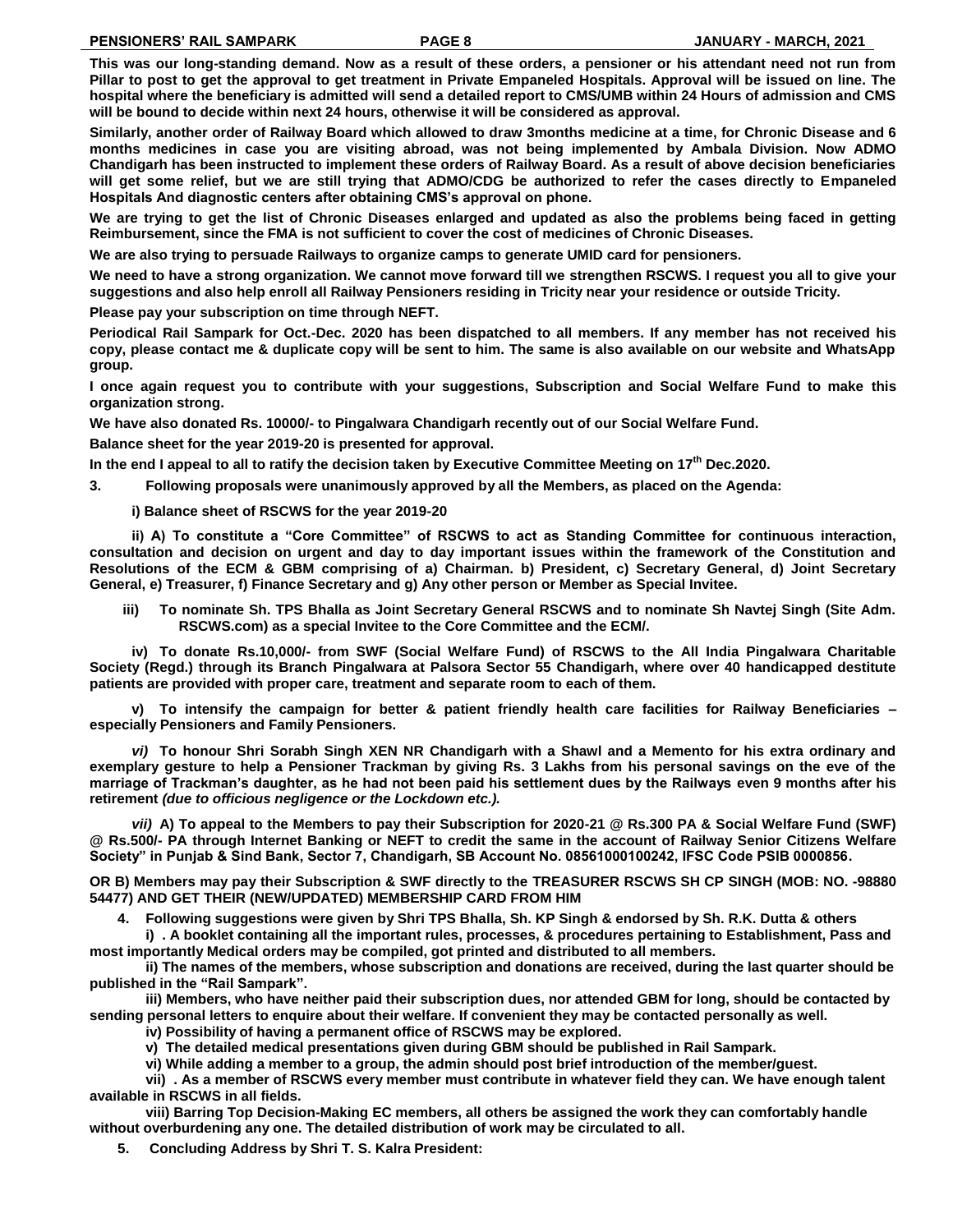**This was our long-standing demand. Now as a result of these orders, a pensioner or his attendant need not run from Pillar to post to get the approval to get treatment in Private Empaneled Hospitals. Approval will be issued on line. The hospital where the beneficiary is admitted will send a detailed report to CMS/UMB within 24 Hours of admission and CMS will be bound to decide within next 24 hours, otherwise it will be considered as approval.**

**Similarly, another order of Railway Board which allowed to draw 3months medicine at a time, for Chronic Disease and 6 months medicines in case you are visiting abroad, was not being implemented by Ambala Division. Now ADMO Chandigarh has been instructed to implement these orders of Railway Board. As a result of above decision beneficiaries will get some relief, but we are still trying that ADMO/CDG be authorized to refer the cases directly to Empaneled Hospitals And diagnostic centers after obtaining CMS's approval on phone.**

**We are trying to get the list of Chronic Diseases enlarged and updated as also the problems being faced in getting Reimbursement, since the FMA is not sufficient to cover the cost of medicines of Chronic Diseases.**

**We are also trying to persuade Railways to organize camps to generate UMID card for pensioners.**

**We need to have a strong organization. We cannot move forward till we strengthen RSCWS. I request you all to give your suggestions and also help enroll all Railway Pensioners residing in Tricity near your residence or outside Tricity.**

**Please pay your subscription on time through NEFT.**

**Periodical Rail Sampark for Oct.-Dec. 2020 has been dispatched to all members. If any member has not received his copy, please contact me & duplicate copy will be sent to him. The same is also available on our website and WhatsApp group.**

**I once again request you to contribute with your suggestions, Subscription and Social Welfare Fund to make this organization strong.**

**We have also donated Rs. 10000/- to Pingalwara Chandigarh recently out of our Social Welfare Fund.**

**Balance sheet for the year 2019-20 is presented for approval.**

**In the end I appeal to all to ratify the decision taken by Executive Committee Meeting on 17th Dec.2020.**

**3. Following proposals were unanimously approved by all the Members, as placed on the Agenda:**

**i) Balance sheet of RSCWS for the year 2019-20**

**ii) A) To constitute a "Core Committee" of RSCWS to act as Standing Committee for continuous interaction, consultation and decision on urgent and day to day important issues within the framework of the Constitution and Resolutions of the ECM & GBM comprising of a) Chairman. b) President, c) Secretary General, d) Joint Secretary General, e) Treasurer, f) Finance Secretary and g) Any other person or Member as Special Invitee.**

**iii) To nominate Sh. TPS Bhalla as Joint Secretary General RSCWS and to nominate Sh Navtej Singh (Site Adm. RSCWS.com) as a special Invitee to the Core Committee and the ECM/.**

**iv) To donate Rs.10,000/- from SWF (Social Welfare Fund) of RSCWS to the All India Pingalwara Charitable Society (Regd.) through its Branch Pingalwara at Palsora Sector 55 Chandigarh, where over 40 handicapped destitute patients are provided with proper care, treatment and separate room to each of them.**

**v) To intensify the campaign for better & patient friendly health care facilities for Railway Beneficiaries – especially Pensioners and Family Pensioners.**

***vi)* To honour Shri Sorabh Singh XEN NR Chandigarh with a Shawl and a Memento for his extra ordinary and exemplary gesture to help a Pensioner Trackman by giving Rs. 3 Lakhs from his personal savings on the eve of the marriage of Trackman's daughter, as he had not been paid his settlement dues by the Railways even 9 months after his retirement *(due to officious negligence or the Lockdown etc.).***

***vii)* A) To appeal to the Members to pay their Subscription for 2020-21 @ Rs.300 PA & Social Welfare Fund (SWF) @ Rs.500/- PA through Internet Banking or NEFT to credit the same in the account of Railway Senior Citizens Welfare Society" in Punjab & Sind Bank, Sector 7, Chandigarh, SB Account No. 08561000100242, IFSC Code PSIB 0000856.**

**OR B) Members may pay their Subscription & SWF directly to the TREASURER RSCWS SH CP SINGH (MOB: NO. -98880 54477) AND GET THEIR (NEW/UPDATED) MEMBERSHIP CARD FROM HIM**

**4. Following suggestions were given by Shri TPS Bhalla, Sh. KP Singh & endorsed by Sh. R.K. Dutta & others**

**i) . A booklet containing all the important rules, processes, & procedures pertaining to Establishment, Pass and most importantly Medical orders may be compiled, got printed and distributed to all members.**

**ii) The names of the members, whose subscription and donations are received, during the last quarter should be published in the "Rail Sampark".**

**iii) Members, who have neither paid their subscription dues, nor attended GBM for long, should be contacted by sending personal letters to enquire about their welfare. If convenient they may be contacted personally as well.**

**iv) Possibility of having a permanent office of RSCWS may be explored.**

**v) The detailed medical presentations given during GBM should be published in Rail Sampark.**

**vi) While adding a member to a group, the admin should post brief introduction of the member/guest.**

**vii) . As a member of RSCWS every member must contribute in whatever field they can. We have enough talent available in RSCWS in all fields.**

**viii) Barring Top Decision-Making EC members, all others be assigned the work they can comfortably handle without overburdening any one. The detailed distribution of work may be circulated to all.**

**5. Concluding Address by Shri T. S. Kalra President:**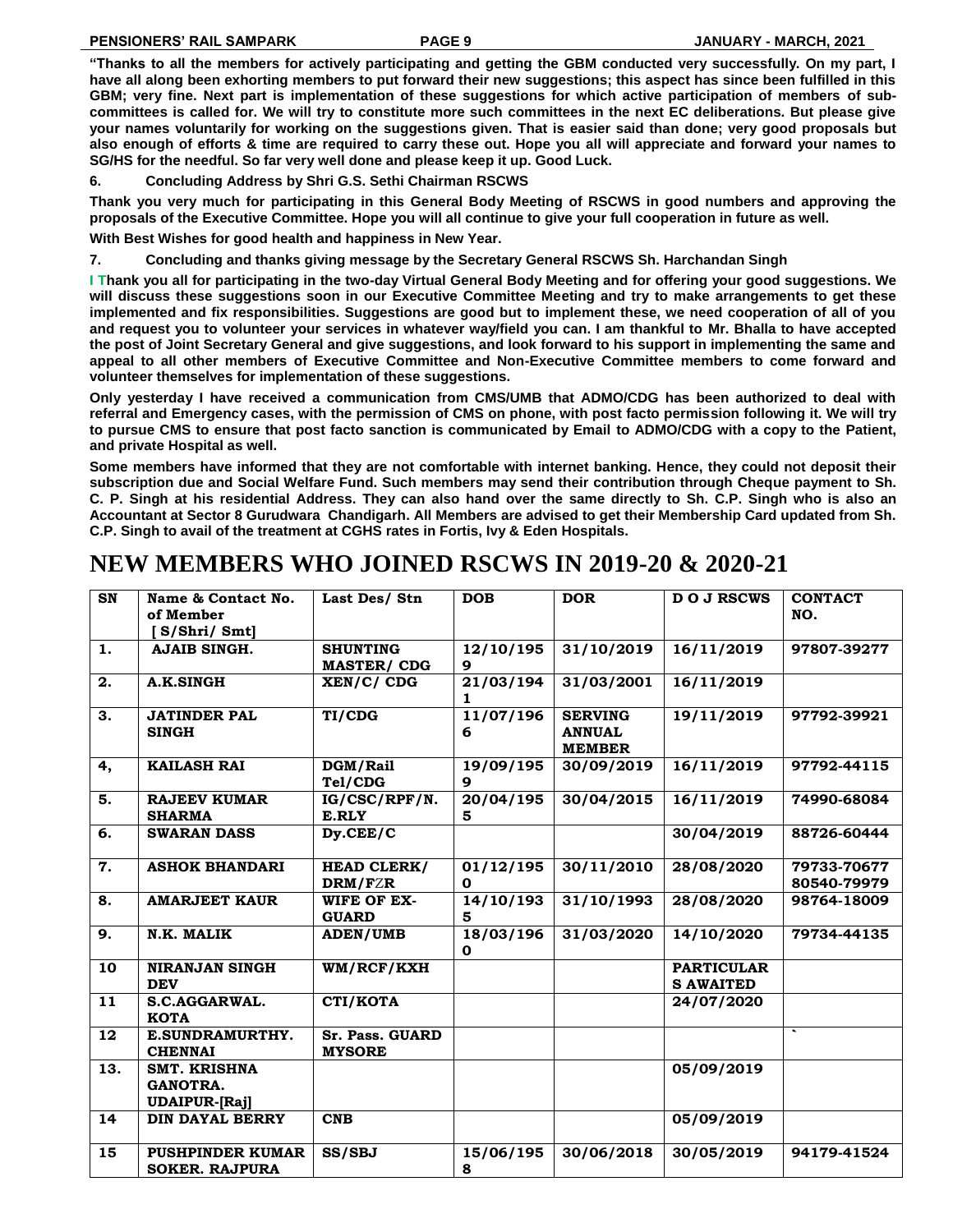**"Thanks to all the members for actively participating and getting the GBM conducted very successfully. On my part, I have all along been exhorting members to put forward their new suggestions; this aspect has since been fulfilled in this GBM; very fine. Next part is implementation of these suggestions for which active participation of members of sub-committees is called for. We will try to constitute more such committees in the next EC deliberations. But please give your names voluntarily for working on the suggestions given. That is easier said than done; very good proposals but also enough of efforts & time are required to carry these out. Hope you all will appreciate and forward your names to SG/HS for the needful. So far very well done and please keep it up. Good Luck.**

**6. Concluding Address by Shri G.S. Sethi Chairman RSCWS**

**Thank you very much for participating in this General Body Meeting of RSCWS in good numbers and approving the proposals of the Executive Committee. Hope you will all continue to give your full cooperation in future as well.**

**With Best Wishes for good health and happiness in New Year.**

**7. Concluding and thanks giving message by the Secretary General RSCWS Sh. Harchandan Singh**

**I Thank you all for participating in the two-day Virtual General Body Meeting and for offering your good suggestions. We will discuss these suggestions soon in our Executive Committee Meeting and try to make arrangements to get these implemented and fix responsibilities. Suggestions are good but to implement these, we need cooperation of all of you and request you to volunteer your services in whatever way/field you can. I am thankful to Mr. Bhalla to have accepted the post of Joint Secretary General and give suggestions, and look forward to his support in implementing the same and appeal to all other members of Executive Committee and Non-Executive Committee members to come forward and volunteer themselves for implementation of these suggestions.**

**Only yesterday I have received a communication from CMS/UMB that ADMO/CDG has been authorized to deal with referral and Emergency cases, with the permission of CMS on phone, with post facto permission following it. We will try to pursue CMS to ensure that post facto sanction is communicated by Email to ADMO/CDG with a copy to the Patient, and private Hospital as well.**

**Some members have informed that they are not comfortable with internet banking. Hence, they could not deposit their subscription due and Social Welfare Fund. Such members may send their contribution through Cheque payment to Sh. C. P. Singh at his residential Address. They can also hand over the same directly to Sh. C.P. Singh who is also an Accountant at Sector 8 Gurudwara Chandigarh. All Members are advised to get their Membership Card updated from Sh. C.P. Singh to avail of the treatment at CGHS rates in Fortis, Ivy & Eden Hospitals.**

# NEW MEMBERS WHO JOINED RSCWS IN 2019-20 & 2020-21

| SN | Name & Contact No. of Member [S/Shri/ Smt] | Last Des/ Stn | DOB | DOR | D O J RSCWS | CONTACT NO. |
|---|---|---|---|---|---|---|
| 1. | AJAIB SINGH. | SHUNTING MASTER/ CDG | 12/10/1959 | 31/10/2019 | 16/11/2019 | 97807-39277 |
| 2. | A.K.SINGH | XEN/C/ CDG | 21/03/1941 | 31/03/2001 | 16/11/2019 | |
| 3. | JATINDER PAL SINGH | TI/CDG | 11/07/1966 | SERVING ANNUAL MEMBER | 19/11/2019 | 97792-39921 |
| 4, | KAILASH RAI | DGM/Rail Tel/CDG | 19/09/1959 | 30/09/2019 | 16/11/2019 | 97792-44115 |
| 5. | RAJEEV KUMAR SHARMA | IG/CSC/RPF/N. E.RLY | 20/04/1955 | 30/04/2015 | 16/11/2019 | 74990-68084 |
| 6. | SWARAN DASS | Dy.CEE/C | | | 30/04/2019 | 88726-60444 |
| 7. | ASHOK BHANDARI | HEAD CLERK/ DRM/FZR | 01/12/1950 | 30/11/2010 | 28/08/2020 | 79733-70677 80540-79979 |
| 8. | AMARJEET KAUR | WIFE OF EX-GUARD | 14/10/1935 | 31/10/1993 | 28/08/2020 | 98764-18009 |
| 9. | N.K. MALIK | ADEN/UMB | 18/03/1960 | 31/03/2020 | 14/10/2020 | 79734-44135 |
| 10 | NIRANJAN SINGH DEV | WM/RCF/KXH | | | PARTICULARS AWAITED | |
| 11 | S.C.AGGARWAL. KOTA | CTI/KOTA | | | 24/07/2020 | |
| 12 | E.SUNDRAMURTHY. CHENNAI | Sr. Pass. GUARD MYSORE | | | | ` |
| 13. | SMT. KRISHNA GANOTRA. UDAIPUR-[Raj] | | | | 05/09/2019 | |
| 14 | DIN DAYAL BERRY | CNB | | | 05/09/2019 | |
| 15 | PUSHPINDER KUMAR SOKER. RAJPURA | SS/SBJ | 15/06/1958 | 30/06/2018 | 30/05/2019 | 94179-41524 |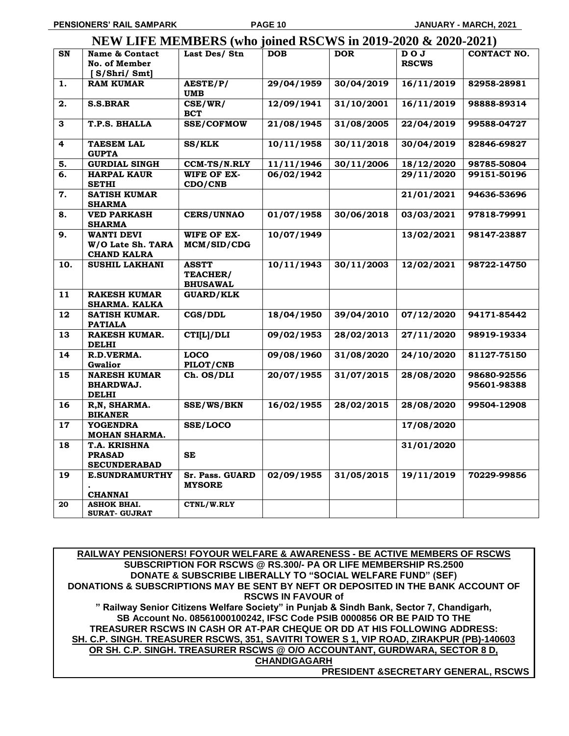## NEW LIFE MEMBERS (who joined RSCWS in 2019-2020 & 2020-2021)

| SN | Name & Contact No. of Member [ S/Shri/ Smt] | Last Des/ Stn | DOB | DOR | D O J RSCWS | CONTACT NO. |
|---|---|---|---|---|---|---|
| 1. | RAM KUMAR | AESTE/P/ UMB | 29/04/1959 | 30/04/2019 | 16/11/2019 | 82958-28981 |
| 2. | S.S.BRAR | CSE/WR/ BCT | 12/09/1941 | 31/10/2001 | 16/11/2019 | 98888-89314 |
| 3 | T.P.S. BHALLA | SSE/COFMOW | 21/08/1945 | 31/08/2005 | 22/04/2019 | 99588-04727 |
| 4 | TAESEM LAL GUPTA | SS/KLK | 10/11/1958 | 30/11/2018 | 30/04/2019 | 82846-69827 |
| 5. | GURDIAL SINGH | CCM-TS/N.RLY | 11/11/1946 | 30/11/2006 | 18/12/2020 | 98785-50804 |
| 6. | HARPAL KAUR SETHI | WIFE OF EX-CDO/CNB | 06/02/1942 | | 29/11/2020 | 99151-50196 |
| 7. | SATISH KUMAR SHARMA | | | | 21/01/2021 | 94636-53696 |
| 8. | VED PARKASH SHARMA | CERS/UNNAO | 01/07/1958 | 30/06/2018 | 03/03/2021 | 97818-79991 |
| 9. | WANTI DEVI W/O Late Sh. TARA CHAND KALRA | WIFE OF EX-MCM/SID/CDG | 10/07/1949 | | 13/02/2021 | 98147-23887 |
| 10. | SUSHIL LAKHANI | ASSTT TEACHER/ BHUSAWAL | 10/11/1943 | 30/11/2003 | 12/02/2021 | 98722-14750 |
| 11 | RAKESH KUMAR SHARMA. KALKA | GUARD/KLK | | | | |
| 12 | SATISH KUMAR. PATIALA | CGS/DDL | 18/04/1950 | 39/04/2010 | 07/12/2020 | 94171-85442 |
| 13 | RAKESH KUMAR. DELHI | CTI[L]/DLI | 09/02/1953 | 28/02/2013 | 27/11/2020 | 98919-19334 |
| 14 | R.D.VERMA. Gwalior | LOCO PILOT/CNB | 09/08/1960 | 31/08/2020 | 24/10/2020 | 81127-75150 |
| 15 | NARESH KUMAR BHARDWAJ. DELHI | Ch. OS/DLI | 20/07/1955 | 31/07/2015 | 28/08/2020 | 98680-92556 95601-98388 |
| 16 | R,N, SHARMA. BIKANER | SSE/WS/BKN | 16/02/1955 | 28/02/2015 | 28/08/2020 | 99504-12908 |
| 17 | YOGENDRA MOHAN SHARMA. | SSE/LOCO | | | 17/08/2020 | |
| 18 | T.A. KRISHNA PRASAD SECUNDERABAD | SE | | | 31/01/2020 | |
| 19 | E.SUNDRAMURTHY. CHANNAI | Sr. Pass. GUARD MYSORE | 02/09/1955 | 31/05/2015 | 19/11/2019 | 70229-99856 |
| 20 | ASHOK BHAI. SURAT- GUJRAT | CTNL/W.RLY | | | | |

**RAILWAY PENSIONERS! FOYOUR WELFARE & AWARENESS - BE ACTIVE MEMBERS OF RSCWS**
**SUBSCRIPTION FOR RSCWS @ RS.300/- PA OR LIFE MEMBERSHIP RS.2500**
**DONATE & SUBSCRIBE LIBERALLY TO "SOCIAL WELFARE FUND" (SEF)**
**DONATIONS & SUBSCRIPTIONS MAY BE SENT BY NEFT OR DEPOSITED IN THE BANK ACCOUNT OF RSCWS IN FAVOUR of**
**" Railway Senior Citizens Welfare Society" in Punjab & Sindh Bank, Sector 7, Chandigarh, SB Account No. 08561000100242, IFSC Code PSIB 0000856 OR BE PAID TO THE TREASURER RSCWS IN CASH OR AT-PAR CHEQUE OR DD AT HIS FOLLOWING ADDRESS:**
**SH. C.P. SINGH. TREASURER RSCWS, 351, SAVITRI TOWER S 1, VIP ROAD, ZIRAKPUR (PB)-140603**
**OR SH. C.P. SINGH. TREASURER RSCWS @ O/O ACCOUNTANT, GURDWARA, SECTOR 8 D, CHANDIGAGARH**

**PRESIDENT &SECRETARY GENERAL, RSCWS**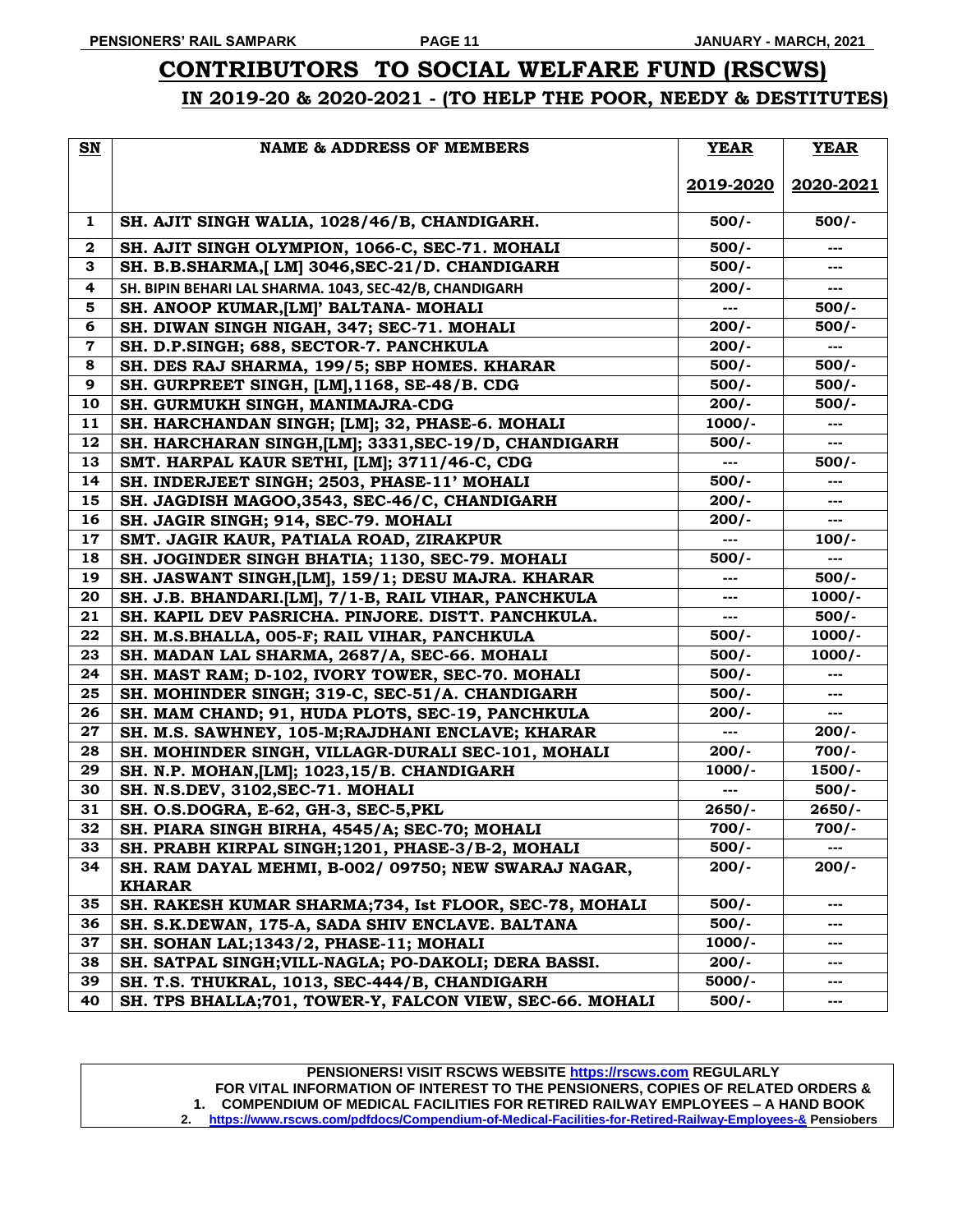# CONTRIBUTORS TO SOCIAL WELFARE FUND (RSCWS)

## IN 2019-20 & 2020-2021 - (TO HELP THE POOR, NEEDY & DESTITUTES)

| SN | NAME & ADDRESS OF MEMBERS | YEAR 2019-2020 | YEAR 2020-2021 |
|---|---|---|---|
| 1 | SH. AJIT SINGH WALIA, 1028/46/B, CHANDIGARH. | 500/- | 500/- |
| 2 | SH. AJIT SINGH OLYMPION, 1066-C, SEC-71. MOHALI | 500/- | --- |
| 3 | SH. B.B.SHARMA,[ LM] 3046,SEC-21/D. CHANDIGARH | 500/- | --- |
| 4 | SH. BIPIN BEHARI LAL SHARMA. 1043, SEC-42/B, CHANDIGARH | 200/- | --- |
| 5 | SH. ANOOP KUMAR,[LM]' BALTANA- MOHALI | --- | 500/- |
| 6 | SH. DIWAN SINGH NIGAH, 347; SEC-71. MOHALI | 200/- | 500/- |
| 7 | SH. D.P.SINGH; 688, SECTOR-7. PANCHKULA | 200/- | --- |
| 8 | SH. DES RAJ SHARMA, 199/5; SBP HOMES. KHARAR | 500/- | 500/- |
| 9 | SH. GURPREET SINGH, [LM],1168, SE-48/B. CDG | 500/- | 500/- |
| 10 | SH. GURMUKH SINGH, MANIMAJRA-CDG | 200/- | 500/- |
| 11 | SH. HARCHANDAN SINGH; [LM]; 32, PHASE-6. MOHALI | 1000/- | --- |
| 12 | SH. HARCHARAN SINGH,[LM]; 3331,SEC-19/D, CHANDIGARH | 500/- | --- |
| 13 | SMT. HARPAL KAUR SETHI, [LM]; 3711/46-C, CDG | --- | 500/- |
| 14 | SH. INDERJEET SINGH; 2503, PHASE-11' MOHALI | 500/- | --- |
| 15 | SH. JAGDISH MAGOO,3543, SEC-46/C, CHANDIGARH | 200/- | --- |
| 16 | SH. JAGIR SINGH; 914, SEC-79. MOHALI | 200/- | --- |
| 17 | SMT. JAGIR KAUR, PATIALA ROAD, ZIRAKPUR | --- | 100/- |
| 18 | SH. JOGINDER SINGH BHATIA; 1130, SEC-79. MOHALI | 500/- | --- |
| 19 | SH. JASWANT SINGH,[LM], 159/1; DESU MAJRA. KHARAR | --- | 500/- |
| 20 | SH. J.B. BHANDARI.[LM], 7/1-B, RAIL VIHAR, PANCHKULA | --- | 1000/- |
| 21 | SH. KAPIL DEV PASRICHA. PINJORE. DISTT. PANCHKULA. | --- | 500/- |
| 22 | SH. M.S.BHALLA, 005-F; RAIL VIHAR, PANCHKULA | 500/- | 1000/- |
| 23 | SH. MADAN LAL SHARMA, 2687/A, SEC-66. MOHALI | 500/- | 1000/- |
| 24 | SH. MAST RAM; D-102, IVORY TOWER, SEC-70. MOHALI | 500/- | --- |
| 25 | SH. MOHINDER SINGH; 319-C, SEC-51/A. CHANDIGARH | 500/- | --- |
| 26 | SH. MAM CHAND; 91, HUDA PLOTS, SEC-19, PANCHKULA | 200/- | --- |
| 27 | SH. M.S. SAWHNEY, 105-M;RAJDHANI ENCLAVE; KHARAR | --- | 200/- |
| 28 | SH. MOHINDER SINGH, VILLAGR-DURALI SEC-101, MOHALI | 200/- | 700/- |
| 29 | SH. N.P. MOHAN,[LM]; 1023,15/B. CHANDIGARH | 1000/- | 1500/- |
| 30 | SH. N.S.DEV, 3102,SEC-71. MOHALI | --- | 500/- |
| 31 | SH. O.S.DOGRA, E-62, GH-3, SEC-5,PKL | 2650/- | 2650/- |
| 32 | SH. PIARA SINGH BIRHA, 4545/A; SEC-70; MOHALI | 700/- | 700/- |
| 33 | SH. PRABH KIRPAL SINGH;1201, PHASE-3/B-2, MOHALI | 500/- | --- |
| 34 | SH. RAM DAYAL MEHMI, B-002/ 09750; NEW SWARAJ NAGAR, KHARAR | 200/- | 200/- |
| 35 | SH. RAKESH KUMAR SHARMA;734, Ist FLOOR, SEC-78, MOHALI | 500/- | --- |
| 36 | SH. S.K.DEWAN, 175-A, SADA SHIV ENCLAVE. BALTANA | 500/- | --- |
| 37 | SH. SOHAN LAL;1343/2, PHASE-11; MOHALI | 1000/- | --- |
| 38 | SH. SATPAL SINGH;VILL-NAGLA; PO-DAKOLI; DERA BASSI. | 200/- | --- |
| 39 | SH. T.S. THUKRAL, 1013, SEC-444/B, CHANDIGARH | 5000/- | --- |
| 40 | SH. TPS BHALLA;701, TOWER-Y, FALCON VIEW, SEC-66. MOHALI | 500/- | --- |

**PENSIONERS! VISIT RSCWS WEBSITE https://rscws.com REGULARLY**
**FOR VITAL INFORMATION OF INTEREST TO THE PENSIONERS, COPIES OF RELATED ORDERS &**

1. **COMPENDIUM OF MEDICAL FACILITIES FOR RETIRED RAILWAY EMPLOYEES – A HAND BOOK**
2. **https://www.rscws.com/pdfdocs/Compendium-of-Medical-Facilities-for-Retired-Railway-Employees-& Pensiobers**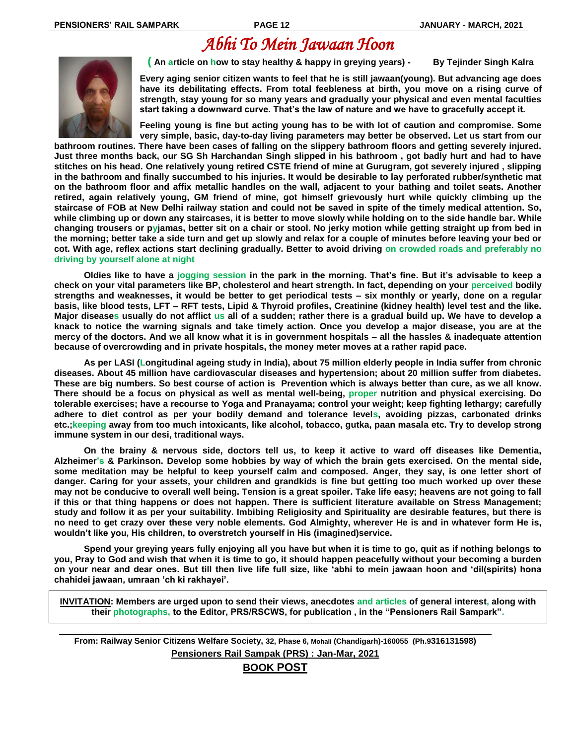# *Abhi To Mein Jawaan Hoon*

**( An article on how to stay healthy & happy in greying years) - By Tejinder Singh Kalra**

**Every aging senior citizen wants to feel that he is still jawaan(young). But advancing age does have its debilitating effects. From total feebleness at birth, you move on a rising curve of strength, stay young for so many years and gradually your physical and even mental faculties start taking a downward curve. That's the law of nature and we have to gracefully accept it.**

**Feeling young is fine but acting young has to be with lot of caution and compromise. Some very simple, basic, day-to-day living parameters may better be observed. Let us start from our bathroom routines. There have been cases of falling on the slippery bathroom floors and getting severely injured. Just three months back, our SG Sh Harchandan Singh slipped in his bathroom , got badly hurt and had to have stitches on his head. One relatively young retired CSTE friend of mine at Gurugram, got severely injured , slipping in the bathroom and finally succumbed to his injuries. It would be desirable to lay perforated rubber/synthetic mat on the bathroom floor and affix metallic handles on the wall, adjacent to your bathing and toilet seats. Another retired, again relatively young, GM friend of mine, got himself grievously hurt while quickly climbing up the staircase of FOB at New Delhi railway station and could not be saved in spite of the timely medical attention. So, while climbing up or down any staircases, it is better to move slowly while holding on to the side handle bar. While changing trousers or pyjamas, better sit on a chair or stool. No jerky motion while getting straight up from bed in the morning; better take a side turn and get up slowly and relax for a couple of minutes before leaving your bed or cot. With age, reflex actions start declining gradually. Better to avoid driving on crowded roads and preferably no driving by yourself alone at night**

**Oldies like to have a jogging session in the park in the morning. That's fine. But it's advisable to keep a check on your vital parameters like BP, cholesterol and heart strength. In fact, depending on your perceived bodily strengths and weaknesses, it would be better to get periodical tests – six monthly or yearly, done on a regular basis, like blood tests, LFT – RFT tests, Lipid & Thyroid profiles, Creatinine (kidney health) level test and the like. Major diseases usually do not afflict us all of a sudden; rather there is a gradual build up. We have to develop a knack to notice the warning signals and take timely action. Once you develop a major disease, you are at the mercy of the doctors. And we all know what it is in government hospitals – all the hassles & inadequate attention because of overcrowding and in private hospitals, the money meter moves at a rather rapid pace.**

**As per LASI (Longitudinal ageing study in India), about 75 million elderly people in India suffer from chronic diseases. About 45 million have cardiovascular diseases and hypertension; about 20 million suffer from diabetes. These are big numbers. So best course of action is Prevention which is always better than cure, as we all know. There should be a focus on physical as well as mental well-being, proper nutrition and physical exercising. Do tolerable exercises; have a recourse to Yoga and Pranayama; control your weight; keep fighting lethargy; carefully adhere to diet control as per your bodily demand and tolerance levels, avoiding pizzas, carbonated drinks etc.;keeping away from too much intoxicants, like alcohol, tobacco, gutka, paan masala etc. Try to develop strong immune system in our desi, traditional ways.**

**On the brainy & nervous side, doctors tell us, to keep it active to ward off diseases like Dementia, Alzheimer's & Parkinson. Develop some hobbies by way of which the brain gets exercised. On the mental side, some meditation may be helpful to keep yourself calm and composed. Anger, they say, is one letter short of danger. Caring for your assets, your children and grandkids is fine but getting too much worked up over these may not be conducive to overall well being. Tension is a great spoiler. Take life easy; heavens are not going to fall if this or that thing happens or does not happen. There is sufficient literature available on Stress Management; study and follow it as per your suitability. Imbibing Religiosity and Spirituality are desirable features, but there is no need to get crazy over these very noble elements. God Almighty, wherever He is and in whatever form He is, wouldn't like you, His children, to overstretch yourself in His (imagined)service.**

**Spend your greying years fully enjoying all you have but when it is time to go, quit as if nothing belongs to you, Pray to God and wish that when it is time to go, it should happen peacefully without your becoming a burden on your near and dear ones. But till then live life full size, like 'abhi to mein jawaan hoon and 'dil(spirits) hona chahidei jawaan, umraan 'ch ki rakhayei'.**

---

**INVITATION: Members are urged upon to send their views, anecdotes and articles of general interest, along with their photographs, to the Editor, PRS/RSCWS, for publication , in the "Pensioners Rail Sampark".**

---

**From: Railway Senior Citizens Welfare Society, 32, Phase 6, Mohali (Chandigarh)-160055 (Ph.9316131598)**

**Pensioners Rail Sampak (PRS) : Jan-Mar, 2021**

**BOOK POST**